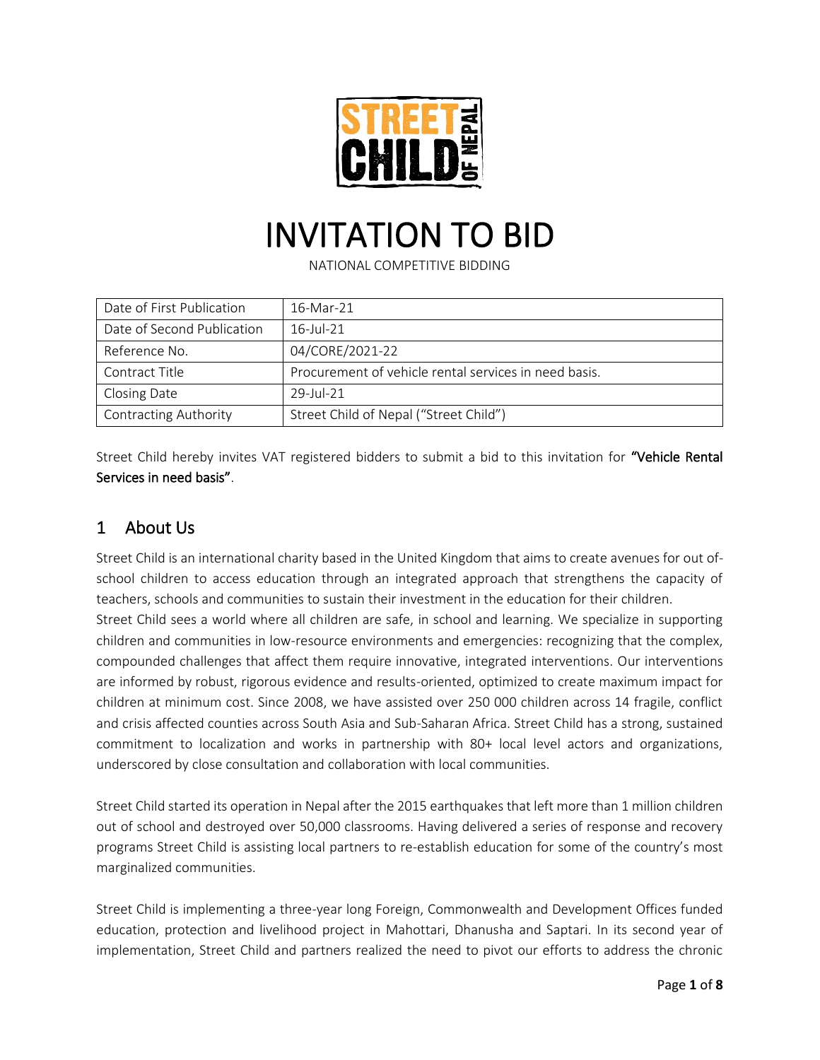# INVITATION TO BID

NATIONAL COMPETITIVE BIDDING

| Date of First Publication | 16-Mar-21 |
|---|---|
| Date of Second Publication | 16-Jul-21 |
| Reference No. | 04/CORE/2021-22 |
| Contract Title | Procurement of vehicle rental services in need basis. |
| Closing Date | 29-Jul-21 |
| Contracting Authority | Street Child of Nepal ("Street Child") |

Street Child hereby invites VAT registered bidders to submit a bid to this invitation for **"Vehicle Rental Services in need basis"**.

## 1 About Us

Street Child is an international charity based in the United Kingdom that aims to create avenues for out of-school children to access education through an integrated approach that strengthens the capacity of teachers, schools and communities to sustain their investment in the education for their children.

Street Child sees a world where all children are safe, in school and learning. We specialize in supporting children and communities in low-resource environments and emergencies: recognizing that the complex, compounded challenges that affect them require innovative, integrated interventions. Our interventions are informed by robust, rigorous evidence and results-oriented, optimized to create maximum impact for children at minimum cost. Since 2008, we have assisted over 250 000 children across 14 fragile, conflict and crisis affected counties across South Asia and Sub-Saharan Africa. Street Child has a strong, sustained commitment to localization and works in partnership with 80+ local level actors and organizations, underscored by close consultation and collaboration with local communities.

Street Child started its operation in Nepal after the 2015 earthquakes that left more than 1 million children out of school and destroyed over 50,000 classrooms. Having delivered a series of response and recovery programs Street Child is assisting local partners to re-establish education for some of the country's most marginalized communities.

Street Child is implementing a three-year long Foreign, Commonwealth and Development Offices funded education, protection and livelihood project in Mahottari, Dhanusha and Saptari. In its second year of implementation, Street Child and partners realized the need to pivot our efforts to address the chronic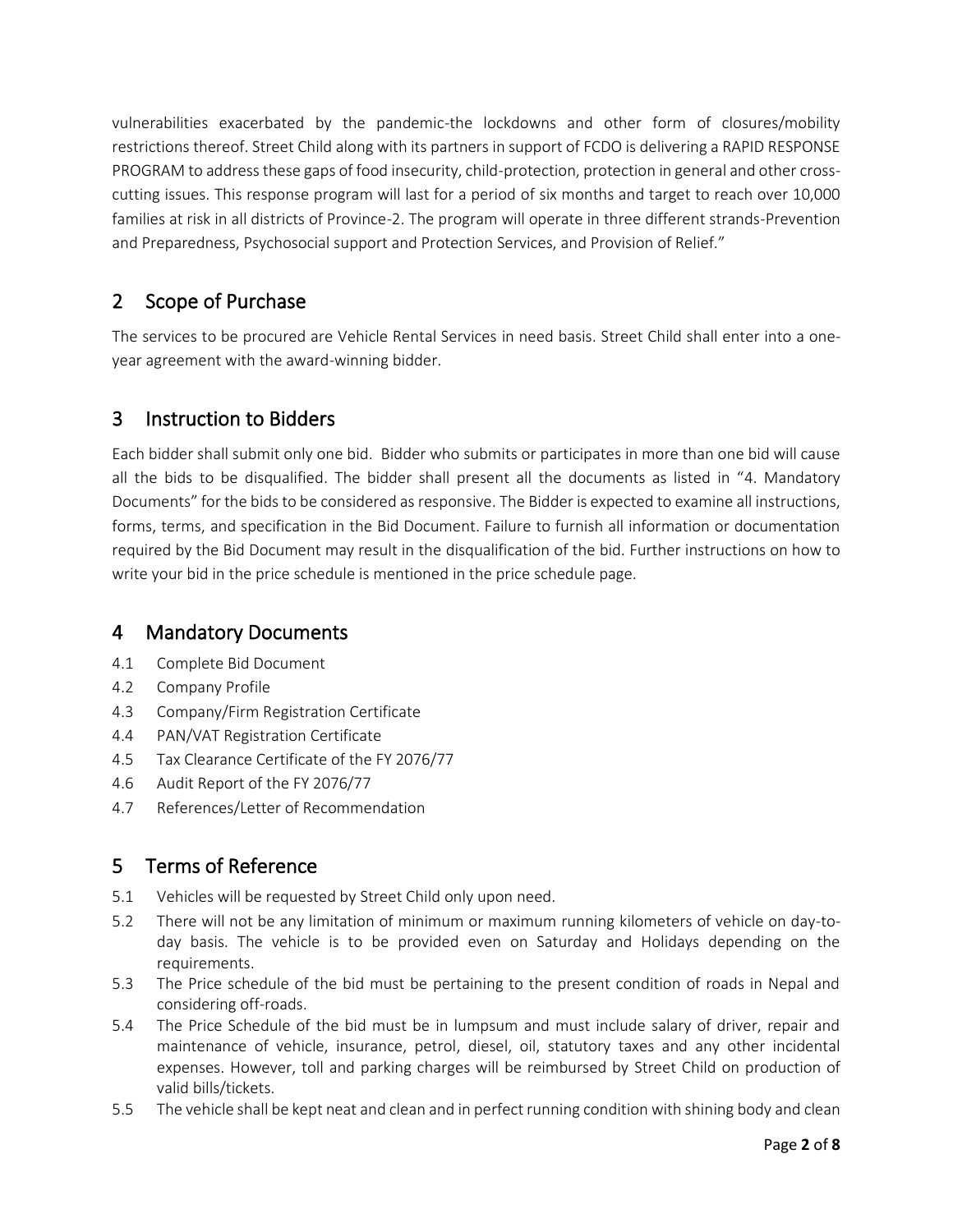vulnerabilities exacerbated by the pandemic-the lockdowns and other form of closures/mobility restrictions thereof. Street Child along with its partners in support of FCDO is delivering a RAPID RESPONSE PROGRAM to address these gaps of food insecurity, child-protection, protection in general and other cross-cutting issues. This response program will last for a period of six months and target to reach over 10,000 families at risk in all districts of Province-2. The program will operate in three different strands-Prevention and Preparedness, Psychosocial support and Protection Services, and Provision of Relief."

## 2 Scope of Purchase

The services to be procured are Vehicle Rental Services in need basis. Street Child shall enter into a one-year agreement with the award-winning bidder.

## 3 Instruction to Bidders

Each bidder shall submit only one bid. Bidder who submits or participates in more than one bid will cause all the bids to be disqualified. The bidder shall present all the documents as listed in "4. Mandatory Documents" for the bids to be considered as responsive. The Bidder is expected to examine all instructions, forms, terms, and specification in the Bid Document. Failure to furnish all information or documentation required by the Bid Document may result in the disqualification of the bid. Further instructions on how to write your bid in the price schedule is mentioned in the price schedule page.

## 4 Mandatory Documents

4.1 Complete Bid Document
4.2 Company Profile
4.3 Company/Firm Registration Certificate
4.4 PAN/VAT Registration Certificate
4.5 Tax Clearance Certificate of the FY 2076/77
4.6 Audit Report of the FY 2076/77
4.7 References/Letter of Recommendation

## 5 Terms of Reference

5.1 Vehicles will be requested by Street Child only upon need.

5.2 There will not be any limitation of minimum or maximum running kilometers of vehicle on day-to-day basis. The vehicle is to be provided even on Saturday and Holidays depending on the requirements.

5.3 The Price schedule of the bid must be pertaining to the present condition of roads in Nepal and considering off-roads.

5.4 The Price Schedule of the bid must be in lumpsum and must include salary of driver, repair and maintenance of vehicle, insurance, petrol, diesel, oil, statutory taxes and any other incidental expenses. However, toll and parking charges will be reimbursed by Street Child on production of valid bills/tickets.

5.5 The vehicle shall be kept neat and clean and in perfect running condition with shining body and clean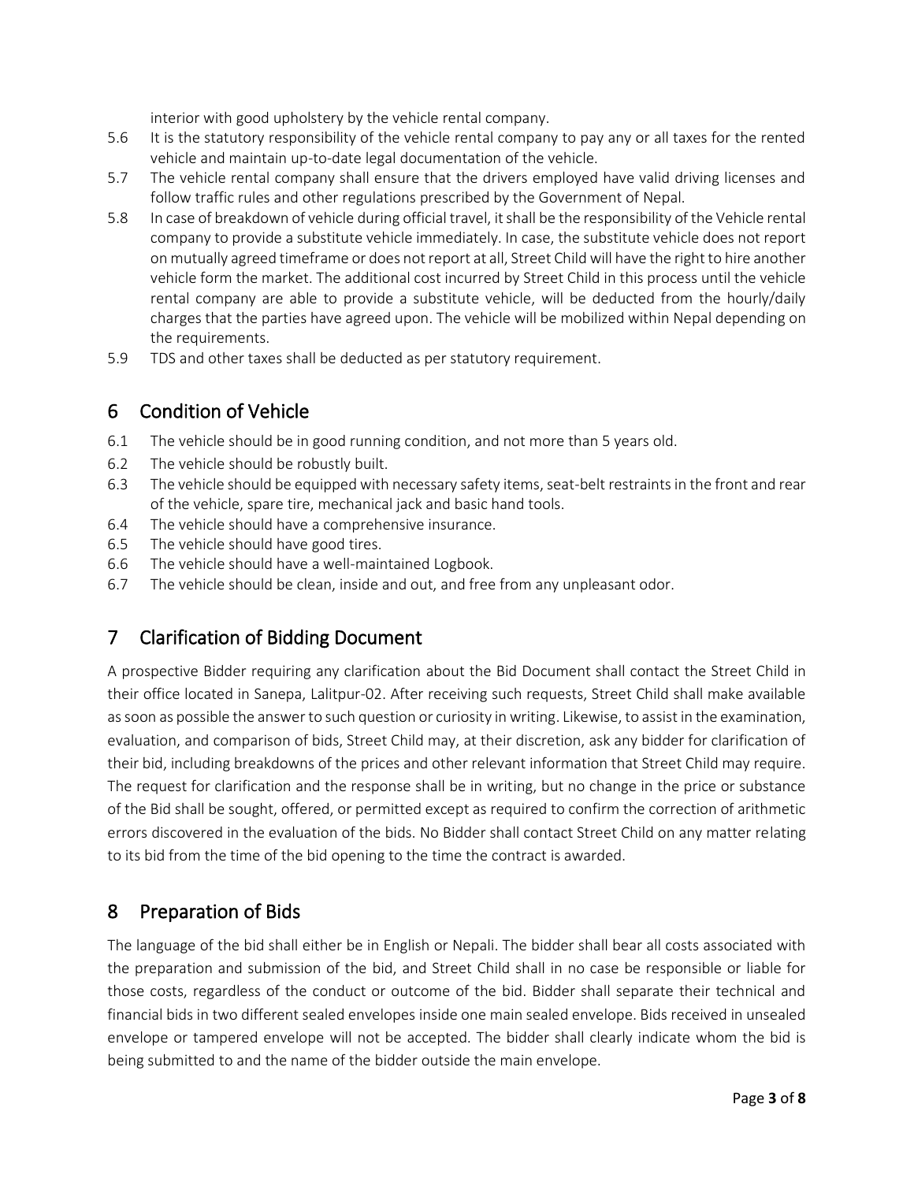interior with good upholstery by the vehicle rental company.

5.6 It is the statutory responsibility of the vehicle rental company to pay any or all taxes for the rented vehicle and maintain up-to-date legal documentation of the vehicle.

5.7 The vehicle rental company shall ensure that the drivers employed have valid driving licenses and follow traffic rules and other regulations prescribed by the Government of Nepal.

5.8 In case of breakdown of vehicle during official travel, it shall be the responsibility of the Vehicle rental company to provide a substitute vehicle immediately. In case, the substitute vehicle does not report on mutually agreed timeframe or does not report at all, Street Child will have the right to hire another vehicle form the market. The additional cost incurred by Street Child in this process until the vehicle rental company are able to provide a substitute vehicle, will be deducted from the hourly/daily charges that the parties have agreed upon. The vehicle will be mobilized within Nepal depending on the requirements.

5.9 TDS and other taxes shall be deducted as per statutory requirement.

## 6 Condition of Vehicle

6.1 The vehicle should be in good running condition, and not more than 5 years old.

6.2 The vehicle should be robustly built.

6.3 The vehicle should be equipped with necessary safety items, seat-belt restraints in the front and rear of the vehicle, spare tire, mechanical jack and basic hand tools.

6.4 The vehicle should have a comprehensive insurance.

6.5 The vehicle should have good tires.

6.6 The vehicle should have a well-maintained Logbook.

6.7 The vehicle should be clean, inside and out, and free from any unpleasant odor.

## 7 Clarification of Bidding Document

A prospective Bidder requiring any clarification about the Bid Document shall contact the Street Child in their office located in Sanepa, Lalitpur-02. After receiving such requests, Street Child shall make available as soon as possible the answer to such question or curiosity in writing. Likewise, to assist in the examination, evaluation, and comparison of bids, Street Child may, at their discretion, ask any bidder for clarification of their bid, including breakdowns of the prices and other relevant information that Street Child may require. The request for clarification and the response shall be in writing, but no change in the price or substance of the Bid shall be sought, offered, or permitted except as required to confirm the correction of arithmetic errors discovered in the evaluation of the bids. No Bidder shall contact Street Child on any matter relating to its bid from the time of the bid opening to the time the contract is awarded.

## 8 Preparation of Bids

The language of the bid shall either be in English or Nepali. The bidder shall bear all costs associated with the preparation and submission of the bid, and Street Child shall in no case be responsible or liable for those costs, regardless of the conduct or outcome of the bid. Bidder shall separate their technical and financial bids in two different sealed envelopes inside one main sealed envelope. Bids received in unsealed envelope or tampered envelope will not be accepted. The bidder shall clearly indicate whom the bid is being submitted to and the name of the bidder outside the main envelope.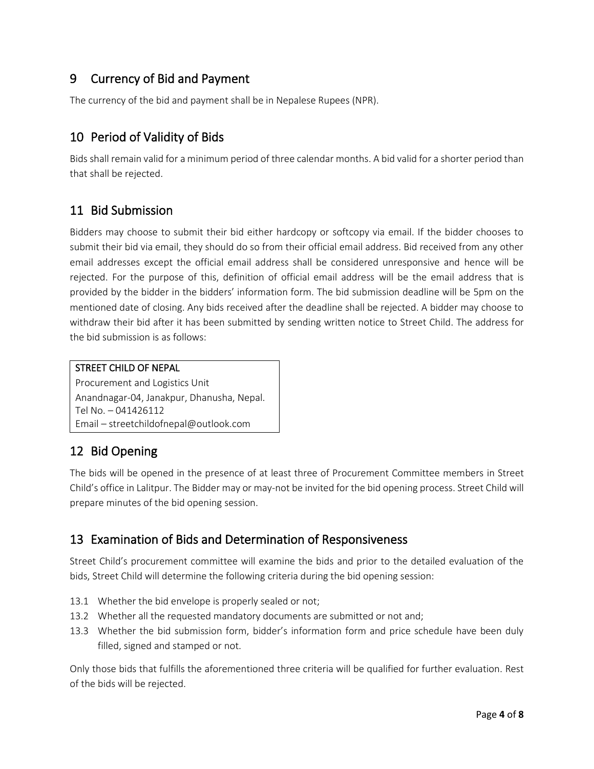## 9 Currency of Bid and Payment

The currency of the bid and payment shall be in Nepalese Rupees (NPR).

## 10 Period of Validity of Bids

Bids shall remain valid for a minimum period of three calendar months. A bid valid for a shorter period than that shall be rejected.

## 11 Bid Submission

Bidders may choose to submit their bid either hardcopy or softcopy via email. If the bidder chooses to submit their bid via email, they should do so from their official email address. Bid received from any other email addresses except the official email address shall be considered unresponsive and hence will be rejected. For the purpose of this, definition of official email address will be the email address that is provided by the bidder in the bidders' information form. The bid submission deadline will be 5pm on the mentioned date of closing. Any bids received after the deadline shall be rejected. A bidder may choose to withdraw their bid after it has been submitted by sending written notice to Street Child. The address for the bid submission is as follows:

| STREET CHILD OF NEPAL |
| --- |
| Procurement and Logistics Unit |
| Anandnagar-04, Janakpur, Dhanusha, Nepal. |
| Tel No. – 041426112 |
| Email – streetchildofnepal@outlook.com |

## 12 Bid Opening

The bids will be opened in the presence of at least three of Procurement Committee members in Street Child's office in Lalitpur. The Bidder may or may-not be invited for the bid opening process. Street Child will prepare minutes of the bid opening session.

## 13 Examination of Bids and Determination of Responsiveness

Street Child's procurement committee will examine the bids and prior to the detailed evaluation of the bids, Street Child will determine the following criteria during the bid opening session:

13.1 Whether the bid envelope is properly sealed or not;

13.2 Whether all the requested mandatory documents are submitted or not and;

13.3 Whether the bid submission form, bidder's information form and price schedule have been duly filled, signed and stamped or not.

Only those bids that fulfills the aforementioned three criteria will be qualified for further evaluation. Rest of the bids will be rejected.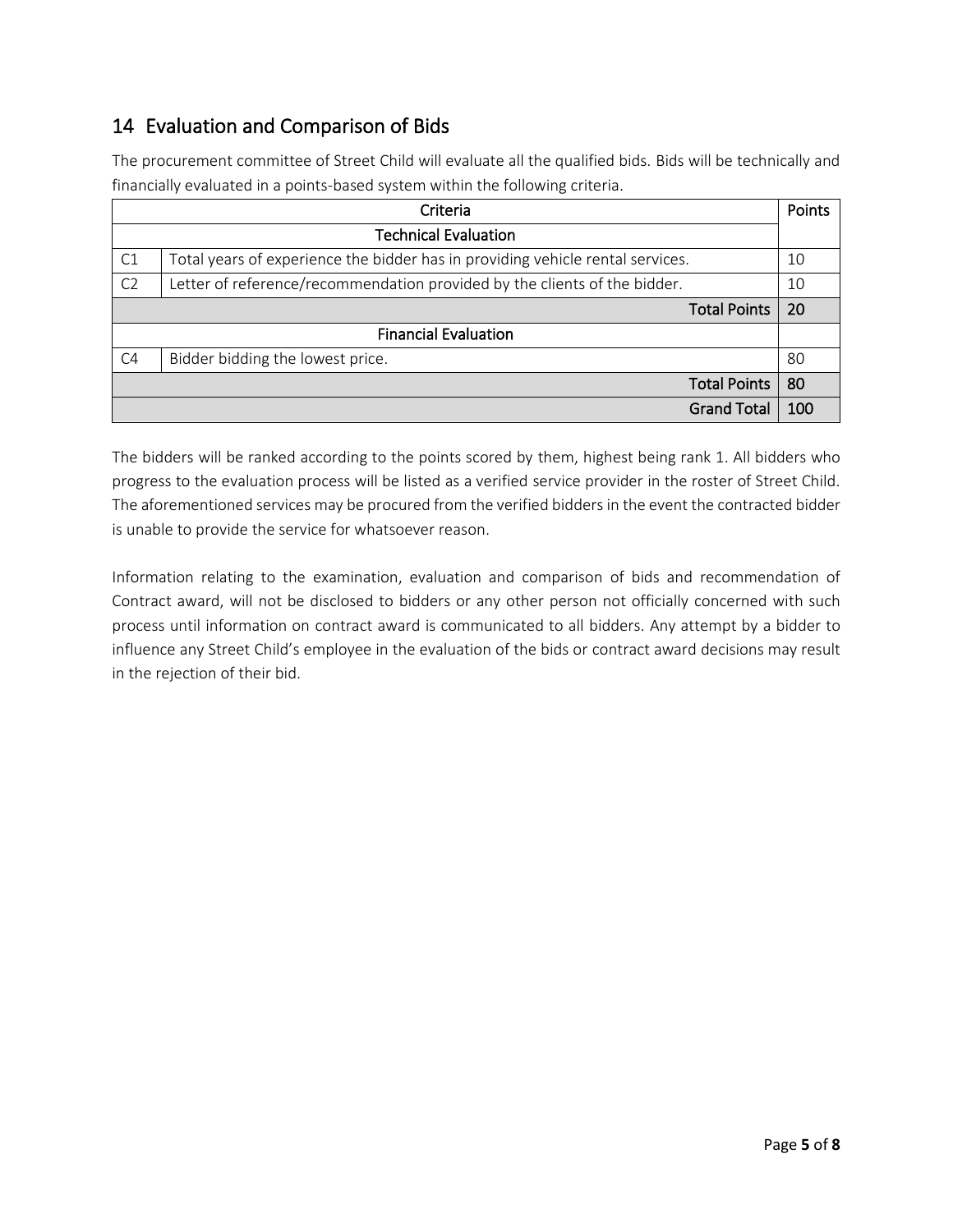## 14 Evaluation and Comparison of Bids

The procurement committee of Street Child will evaluate all the qualified bids. Bids will be technically and financially evaluated in a points-based system within the following criteria.

| Criteria | | Points |
|---|---|---|
| Technical Evaluation | | |
| C1 | Total years of experience the bidder has in providing vehicle rental services. | 10 |
| C2 | Letter of reference/recommendation provided by the clients of the bidder. | 10 |
| | **Total Points** | **20** |
| Financial Evaluation | | |
| C4 | Bidder bidding the lowest price. | 80 |
| | **Total Points** | **80** |
| | **Grand Total** | **100** |

The bidders will be ranked according to the points scored by them, highest being rank 1. All bidders who progress to the evaluation process will be listed as a verified service provider in the roster of Street Child. The aforementioned services may be procured from the verified bidders in the event the contracted bidder is unable to provide the service for whatsoever reason.

Information relating to the examination, evaluation and comparison of bids and recommendation of Contract award, will not be disclosed to bidders or any other person not officially concerned with such process until information on contract award is communicated to all bidders. Any attempt by a bidder to influence any Street Child's employee in the evaluation of the bids or contract award decisions may result in the rejection of their bid.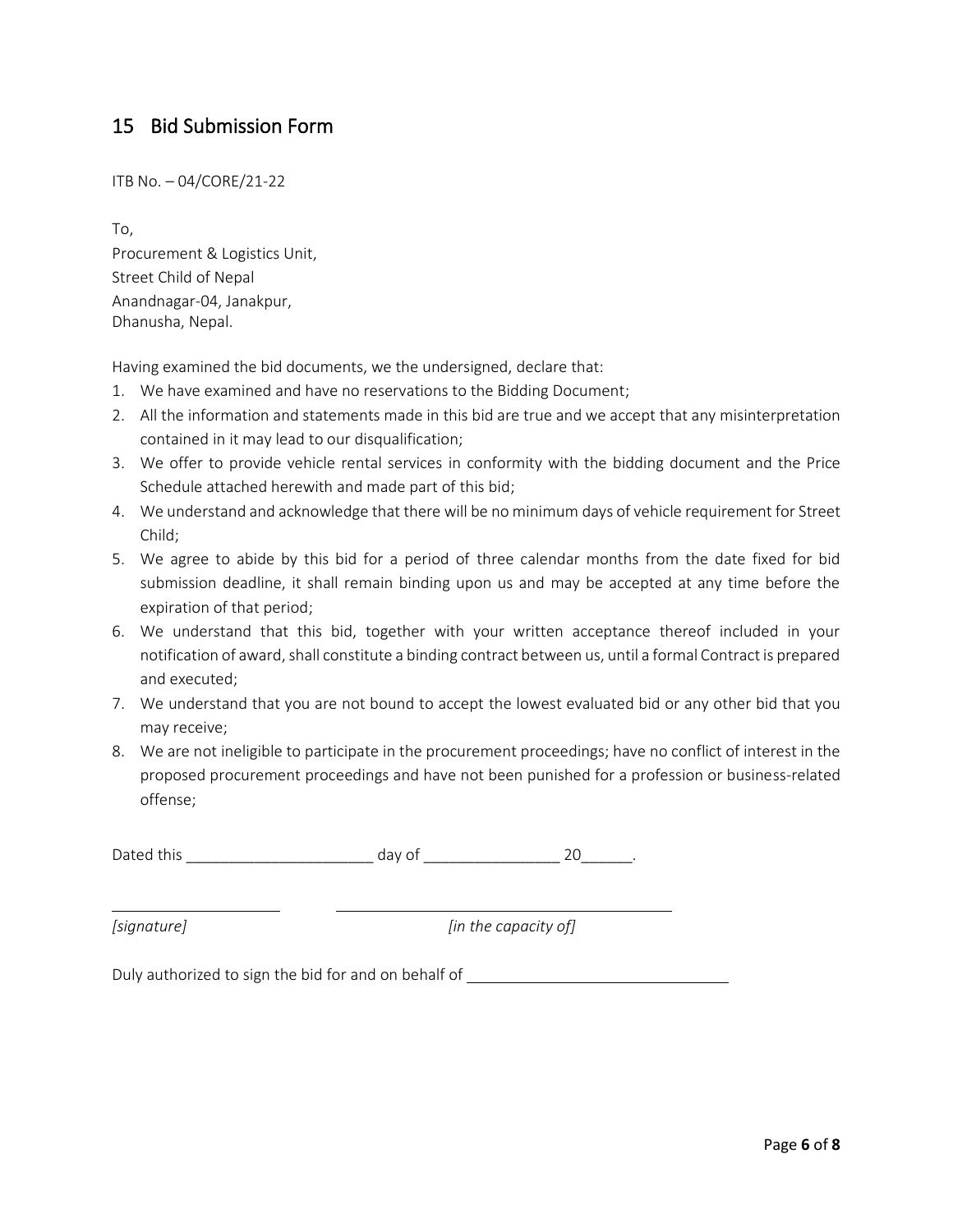## 15 Bid Submission Form

ITB No. – 04/CORE/21-22

To,  
Procurement & Logistics Unit,  
Street Child of Nepal  
Anandnagar-04, Janakpur,  
Dhanusha, Nepal.

Having examined the bid documents, we the undersigned, declare that:

1. We have examined and have no reservations to the Bidding Document;
2. All the information and statements made in this bid are true and we accept that any misinterpretation contained in it may lead to our disqualification;
3. We offer to provide vehicle rental services in conformity with the bidding document and the Price Schedule attached herewith and made part of this bid;
4. We understand and acknowledge that there will be no minimum days of vehicle requirement for Street Child;
5. We agree to abide by this bid for a period of three calendar months from the date fixed for bid submission deadline, it shall remain binding upon us and may be accepted at any time before the expiration of that period;
6. We understand that this bid, together with your written acceptance thereof included in your notification of award, shall constitute a binding contract between us, until a formal Contract is prepared and executed;
7. We understand that you are not bound to accept the lowest evaluated bid or any other bid that you may receive;
8. We are not ineligible to participate in the procurement proceedings; have no conflict of interest in the proposed procurement proceedings and have not been punished for a profession or business-related offense;

Dated this ______________________ day of ________________ 20______.

____________________ ________________________________________

*[signature]* *[in the capacity of]*

Duly authorized to sign the bid for and on behalf of ______________________________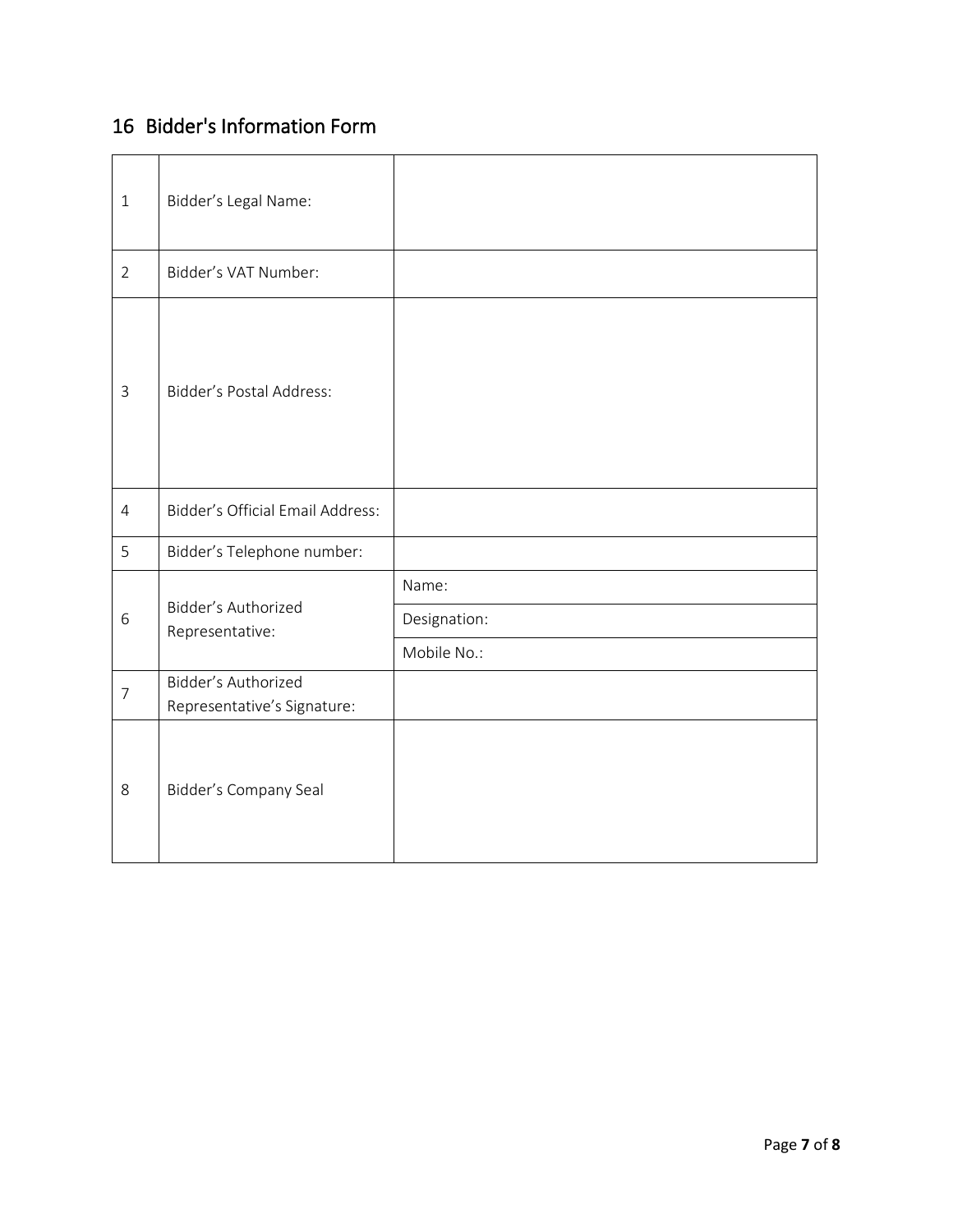## 16 Bidder's Information Form

| | | |
|---|---|---|
| 1 | Bidder's Legal Name: | |
| 2 | Bidder's VAT Number: | |
| 3 | Bidder's Postal Address: | |
| 4 | Bidder's Official Email Address: | |
| 5 | Bidder's Telephone number: | |
| 6 | Bidder's Authorized Representative: | Name: |
| | | Designation: |
| | | Mobile No.: |
| 7 | Bidder's Authorized Representative's Signature: | |
| 8 | Bidder's Company Seal | |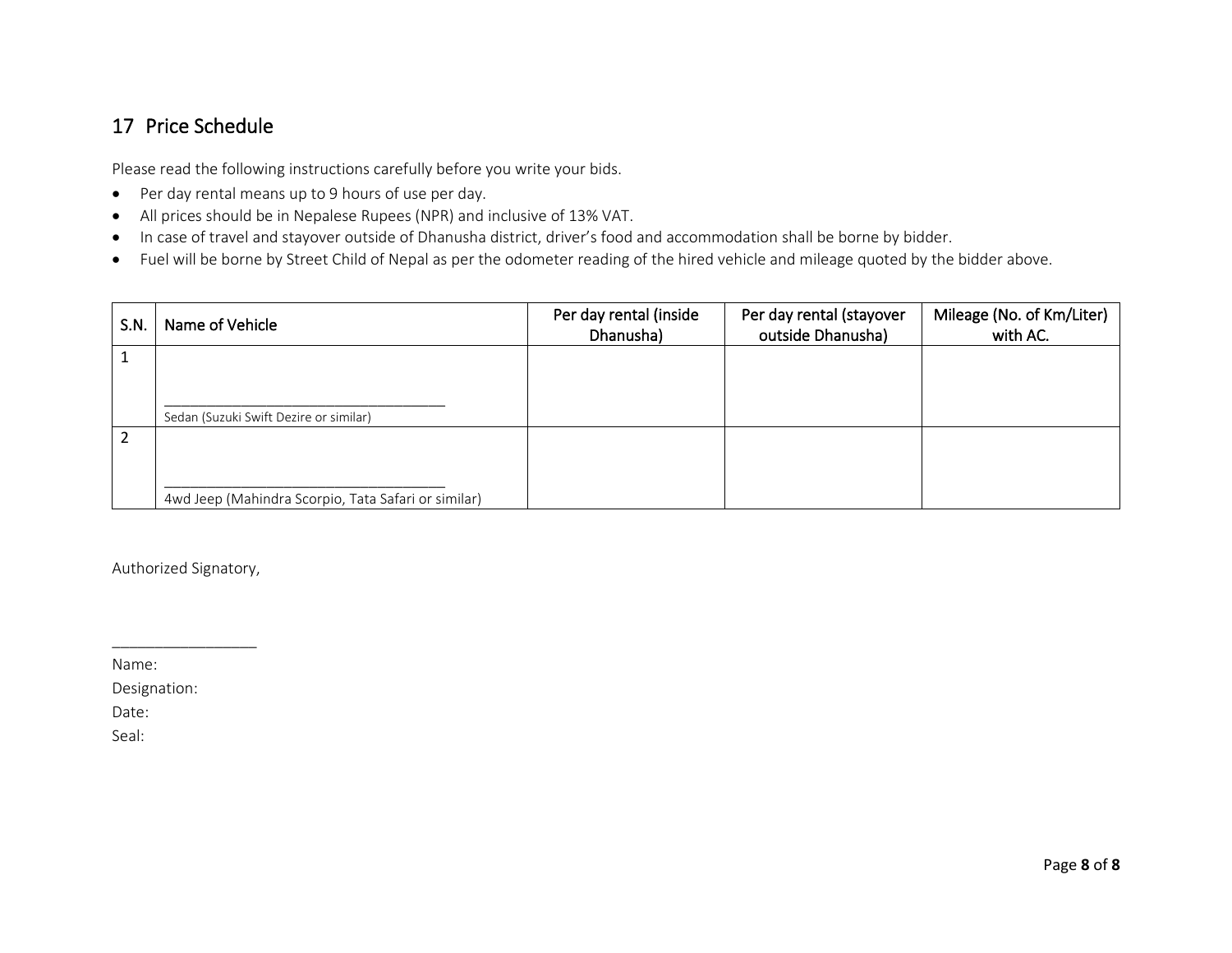## 17 Price Schedule

Please read the following instructions carefully before you write your bids.

- Per day rental means up to 9 hours of use per day.
- All prices should be in Nepalese Rupees (NPR) and inclusive of 13% VAT.
- In case of travel and stayover outside of Dhanusha district, driver's food and accommodation shall be borne by bidder.
- Fuel will be borne by Street Child of Nepal as per the odometer reading of the hired vehicle and mileage quoted by the bidder above.

| S.N. | Name of Vehicle | Per day rental (inside Dhanusha) | Per day rental (stayover outside Dhanusha) | Mileage (No. of Km/Liter) with AC. |
|---|---|---|---|---|
| 1 | ___________________________________<br>Sedan (Suzuki Swift Dezire or similar) | | | |
| 2 | ___________________________________<br>4wd Jeep (Mahindra Scorpio, Tata Safari or similar) | | | |

Authorized Signatory,

_________________

Name:

Designation:

Date:

Seal: